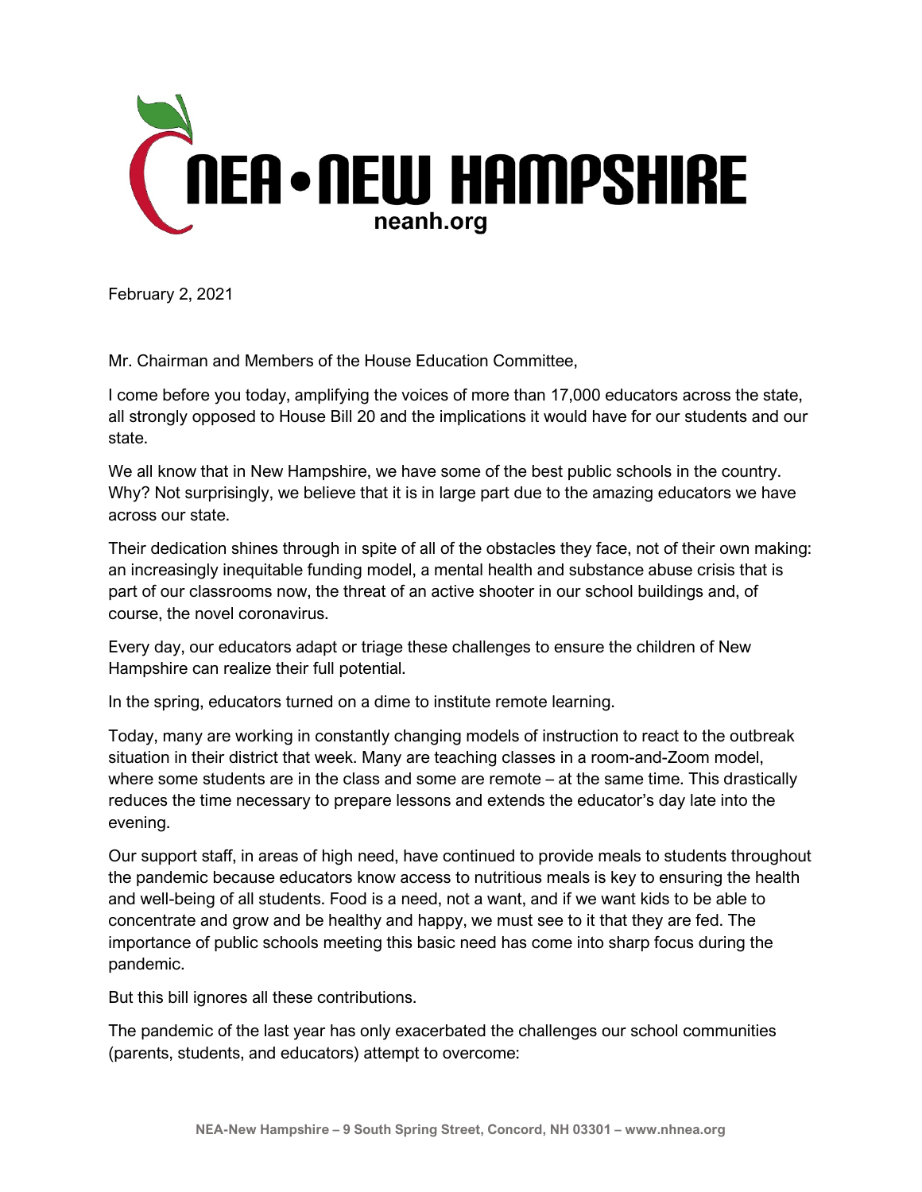# NEA • NEW HAMPSHIRE

neanh.org

February 2, 2021

Mr. Chairman and Members of the House Education Committee,

I come before you today, amplifying the voices of more than 17,000 educators across the state, all strongly opposed to House Bill 20 and the implications it would have for our students and our state.

We all know that in New Hampshire, we have some of the best public schools in the country. Why? Not surprisingly, we believe that it is in large part due to the amazing educators we have across our state.

Their dedication shines through in spite of all of the obstacles they face, not of their own making: an increasingly inequitable funding model, a mental health and substance abuse crisis that is part of our classrooms now, the threat of an active shooter in our school buildings and, of course, the novel coronavirus.

Every day, our educators adapt or triage these challenges to ensure the children of New Hampshire can realize their full potential.

In the spring, educators turned on a dime to institute remote learning.

Today, many are working in constantly changing models of instruction to react to the outbreak situation in their district that week. Many are teaching classes in a room-and-Zoom model, where some students are in the class and some are remote – at the same time. This drastically reduces the time necessary to prepare lessons and extends the educator's day late into the evening.

Our support staff, in areas of high need, have continued to provide meals to students throughout the pandemic because educators know access to nutritious meals is key to ensuring the health and well-being of all students. Food is a need, not a want, and if we want kids to be able to concentrate and grow and be healthy and happy, we must see to it that they are fed. The importance of public schools meeting this basic need has come into sharp focus during the pandemic.

But this bill ignores all these contributions.

The pandemic of the last year has only exacerbated the challenges our school communities (parents, students, and educators) attempt to overcome: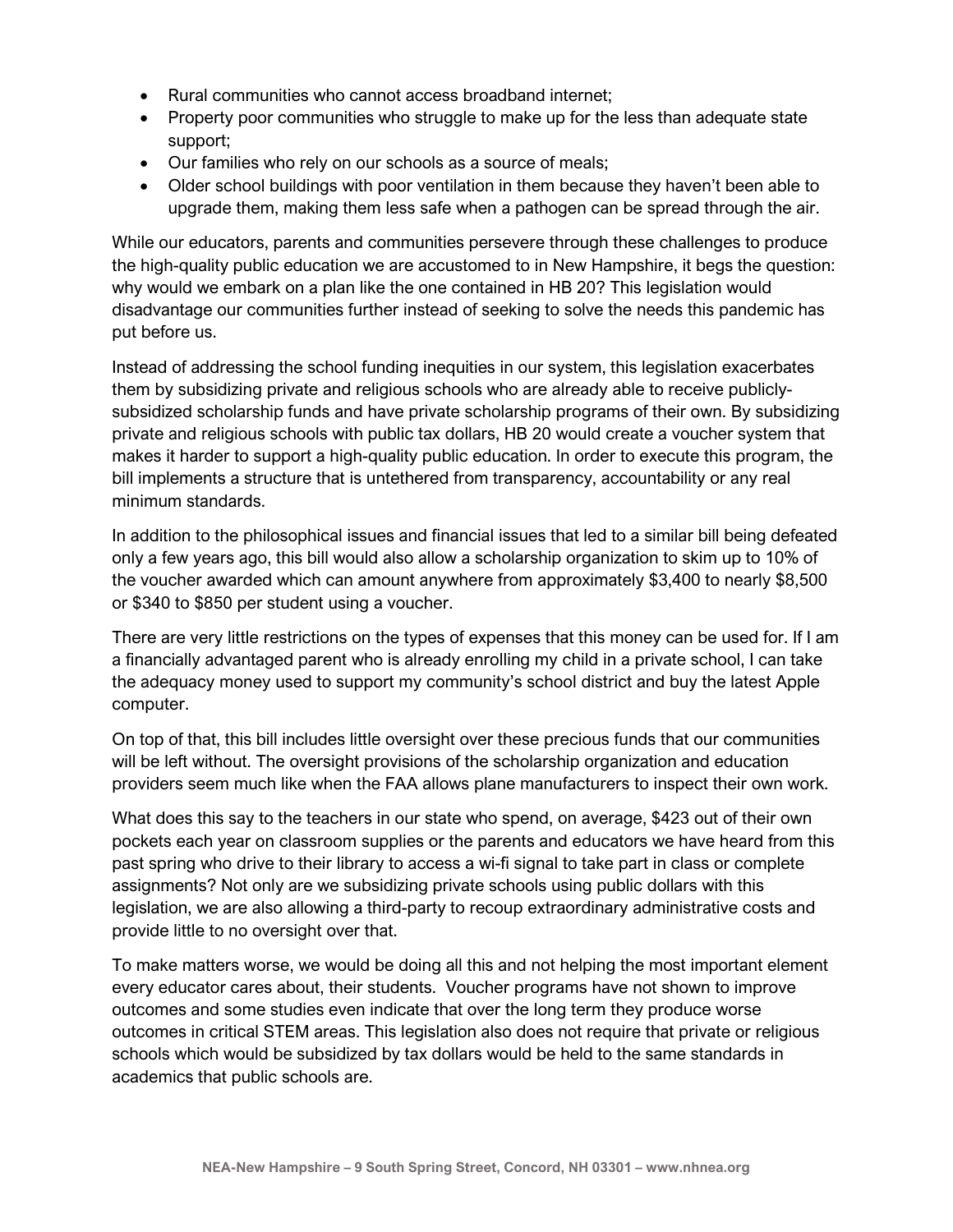- Rural communities who cannot access broadband internet;
- Property poor communities who struggle to make up for the less than adequate state support;
- Our families who rely on our schools as a source of meals;
- Older school buildings with poor ventilation in them because they haven't been able to upgrade them, making them less safe when a pathogen can be spread through the air.

While our educators, parents and communities persevere through these challenges to produce the high-quality public education we are accustomed to in New Hampshire, it begs the question: why would we embark on a plan like the one contained in HB 20? This legislation would disadvantage our communities further instead of seeking to solve the needs this pandemic has put before us.

Instead of addressing the school funding inequities in our system, this legislation exacerbates them by subsidizing private and religious schools who are already able to receive publicly-subsidized scholarship funds and have private scholarship programs of their own. By subsidizing private and religious schools with public tax dollars, HB 20 would create a voucher system that makes it harder to support a high-quality public education. In order to execute this program, the bill implements a structure that is untethered from transparency, accountability or any real minimum standards.

In addition to the philosophical issues and financial issues that led to a similar bill being defeated only a few years ago, this bill would also allow a scholarship organization to skim up to 10% of the voucher awarded which can amount anywhere from approximately $3,400 to nearly $8,500 or $340 to $850 per student using a voucher.

There are very little restrictions on the types of expenses that this money can be used for. If I am a financially advantaged parent who is already enrolling my child in a private school, I can take the adequacy money used to support my community's school district and buy the latest Apple computer.

On top of that, this bill includes little oversight over these precious funds that our communities will be left without. The oversight provisions of the scholarship organization and education providers seem much like when the FAA allows plane manufacturers to inspect their own work.

What does this say to the teachers in our state who spend, on average, $423 out of their own pockets each year on classroom supplies or the parents and educators we have heard from this past spring who drive to their library to access a wi-fi signal to take part in class or complete assignments? Not only are we subsidizing private schools using public dollars with this legislation, we are also allowing a third-party to recoup extraordinary administrative costs and provide little to no oversight over that.

To make matters worse, we would be doing all this and not helping the most important element every educator cares about, their students. Voucher programs have not shown to improve outcomes and some studies even indicate that over the long term they produce worse outcomes in critical STEM areas. This legislation also does not require that private or religious schools which would be subsidized by tax dollars would be held to the same standards in academics that public schools are.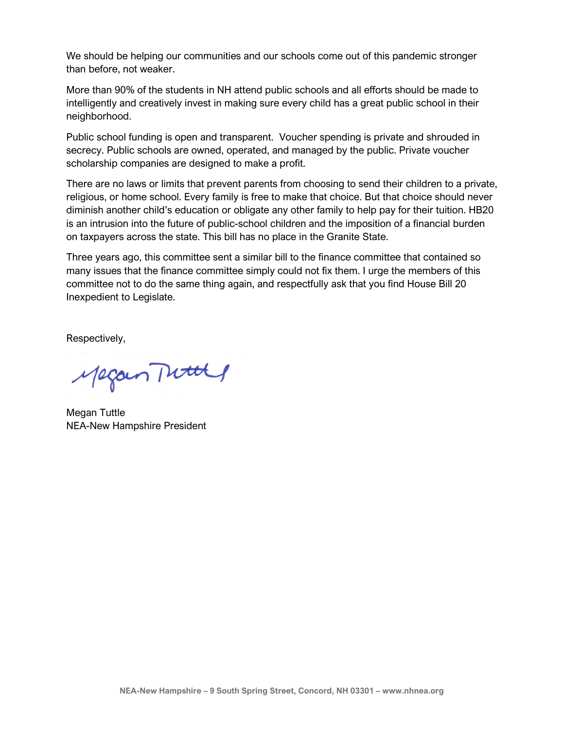We should be helping our communities and our schools come out of this pandemic stronger than before, not weaker.

More than 90% of the students in NH attend public schools and all efforts should be made to intelligently and creatively invest in making sure every child has a great public school in their neighborhood.

Public school funding is open and transparent. Voucher spending is private and shrouded in secrecy. Public schools are owned, operated, and managed by the public. Private voucher scholarship companies are designed to make a profit.

There are no laws or limits that prevent parents from choosing to send their children to a private, religious, or home school. Every family is free to make that choice. But that choice should never diminish another child's education or obligate any other family to help pay for their tuition. HB20 is an intrusion into the future of public-school children and the imposition of a financial burden on taxpayers across the state. This bill has no place in the Granite State.

Three years ago, this committee sent a similar bill to the finance committee that contained so many issues that the finance committee simply could not fix them. I urge the members of this committee not to do the same thing again, and respectfully ask that you find House Bill 20 Inexpedient to Legislate.

Respectively,

Megan Tuttle

Megan Tuttle
NEA-New Hampshire President

NEA-New Hampshire – 9 South Spring Street, Concord, NH 03301 – www.nhnea.org